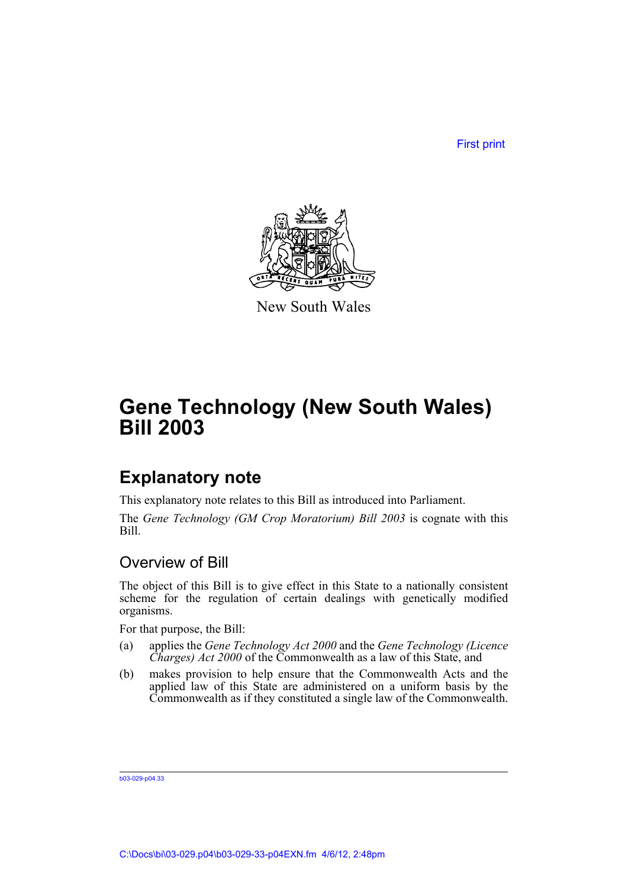First print

New South Wales

# Gene Technology (New South Wales) Bill 2003

## Explanatory note

This explanatory note relates to this Bill as introduced into Parliament.

The *Gene Technology (GM Crop Moratorium) Bill 2003* is cognate with this Bill.

### Overview of Bill

The object of this Bill is to give effect in this State to a nationally consistent scheme for the regulation of certain dealings with genetically modified organisms.

For that purpose, the Bill:

(a) applies the *Gene Technology Act 2000* and the *Gene Technology (Licence Charges) Act 2000* of the Commonwealth as a law of this State, and

(b) makes provision to help ensure that the Commonwealth Acts and the applied law of this State are administered on a uniform basis by the Commonwealth as if they constituted a single law of the Commonwealth.

b03-029-p04.33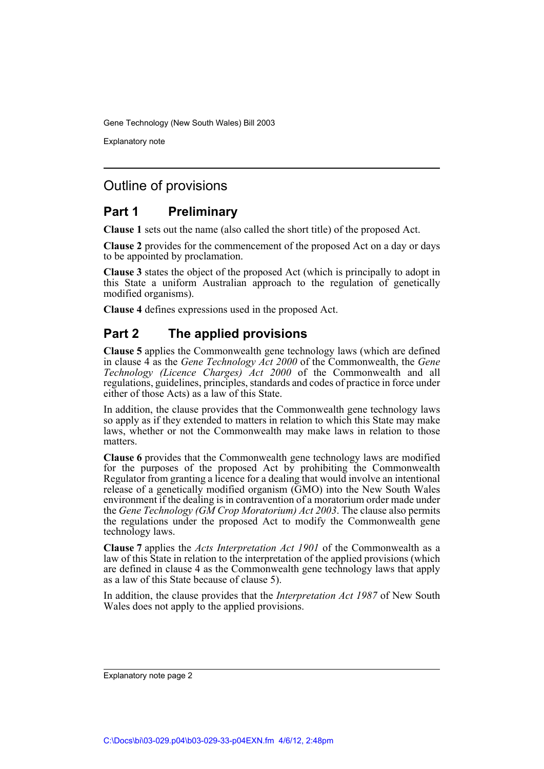## Outline of provisions

### Part 1 Preliminary

**Clause 1** sets out the name (also called the short title) of the proposed Act.

**Clause 2** provides for the commencement of the proposed Act on a day or days to be appointed by proclamation.

**Clause 3** states the object of the proposed Act (which is principally to adopt in this State a uniform Australian approach to the regulation of genetically modified organisms).

**Clause 4** defines expressions used in the proposed Act.

### Part 2 The applied provisions

**Clause 5** applies the Commonwealth gene technology laws (which are defined in clause 4 as the *Gene Technology Act 2000* of the Commonwealth, the *Gene Technology (Licence Charges) Act 2000* of the Commonwealth and all regulations, guidelines, principles, standards and codes of practice in force under either of those Acts) as a law of this State.

In addition, the clause provides that the Commonwealth gene technology laws so apply as if they extended to matters in relation to which this State may make laws, whether or not the Commonwealth may make laws in relation to those matters.

**Clause 6** provides that the Commonwealth gene technology laws are modified for the purposes of the proposed Act by prohibiting the Commonwealth Regulator from granting a licence for a dealing that would involve an intentional release of a genetically modified organism (GMO) into the New South Wales environment if the dealing is in contravention of a moratorium order made under the *Gene Technology (GM Crop Moratorium) Act 2003*. The clause also permits the regulations under the proposed Act to modify the Commonwealth gene technology laws.

**Clause 7** applies the *Acts Interpretation Act 1901* of the Commonwealth as a law of this State in relation to the interpretation of the applied provisions (which are defined in clause 4 as the Commonwealth gene technology laws that apply as a law of this State because of clause 5).

In addition, the clause provides that the *Interpretation Act 1987* of New South Wales does not apply to the applied provisions.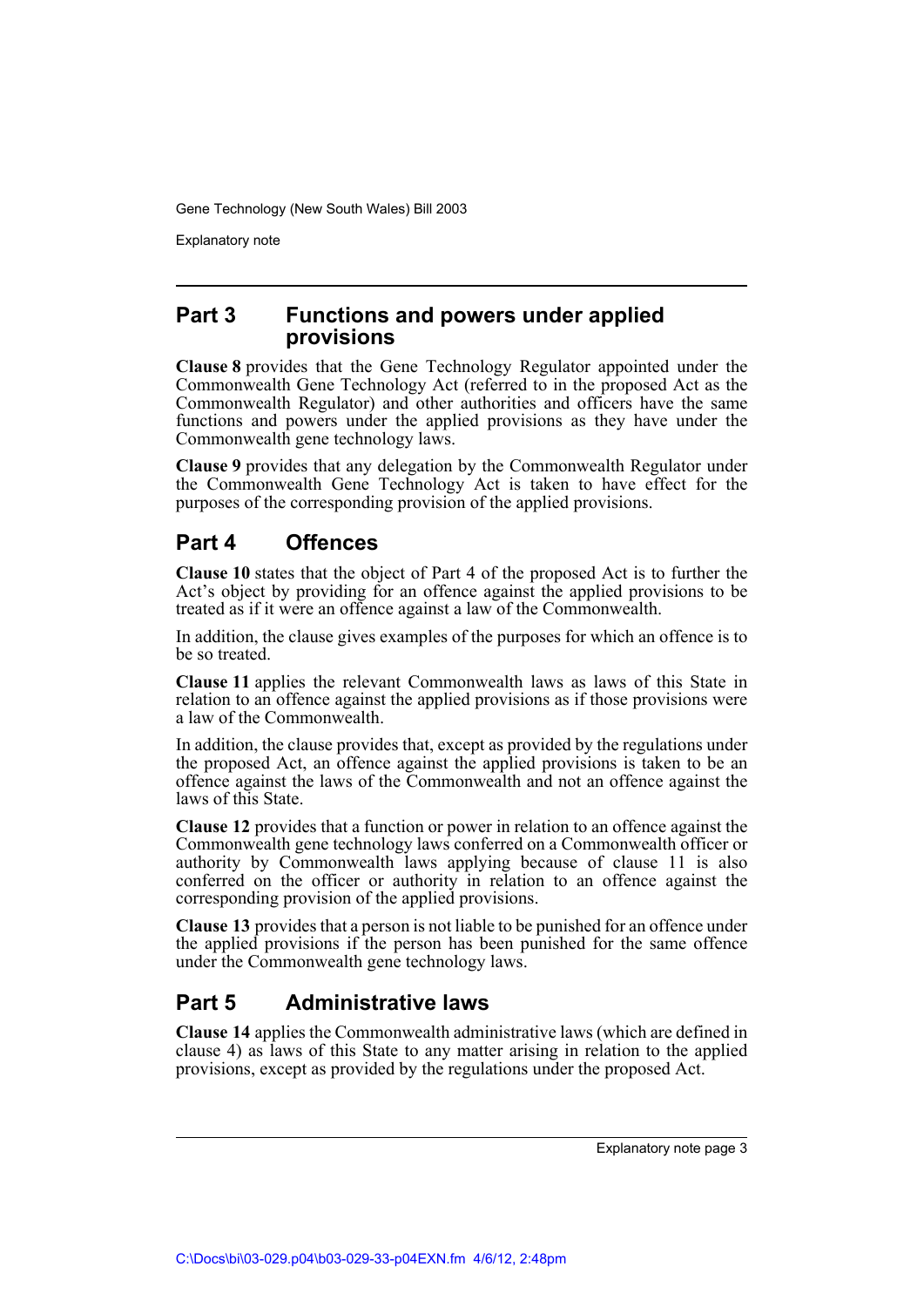## Part 3 Functions and powers under applied provisions

**Clause 8** provides that the Gene Technology Regulator appointed under the Commonwealth Gene Technology Act (referred to in the proposed Act as the Commonwealth Regulator) and other authorities and officers have the same functions and powers under the applied provisions as they have under the Commonwealth gene technology laws.

**Clause 9** provides that any delegation by the Commonwealth Regulator under the Commonwealth Gene Technology Act is taken to have effect for the purposes of the corresponding provision of the applied provisions.

## Part 4 Offences

**Clause 10** states that the object of Part 4 of the proposed Act is to further the Act's object by providing for an offence against the applied provisions to be treated as if it were an offence against a law of the Commonwealth.

In addition, the clause gives examples of the purposes for which an offence is to be so treated.

**Clause 11** applies the relevant Commonwealth laws as laws of this State in relation to an offence against the applied provisions as if those provisions were a law of the Commonwealth.

In addition, the clause provides that, except as provided by the regulations under the proposed Act, an offence against the applied provisions is taken to be an offence against the laws of the Commonwealth and not an offence against the laws of this State.

**Clause 12** provides that a function or power in relation to an offence against the Commonwealth gene technology laws conferred on a Commonwealth officer or authority by Commonwealth laws applying because of clause 11 is also conferred on the officer or authority in relation to an offence against the corresponding provision of the applied provisions.

**Clause 13** provides that a person is not liable to be punished for an offence under the applied provisions if the person has been punished for the same offence under the Commonwealth gene technology laws.

## Part 5 Administrative laws

**Clause 14** applies the Commonwealth administrative laws (which are defined in clause 4) as laws of this State to any matter arising in relation to the applied provisions, except as provided by the regulations under the proposed Act.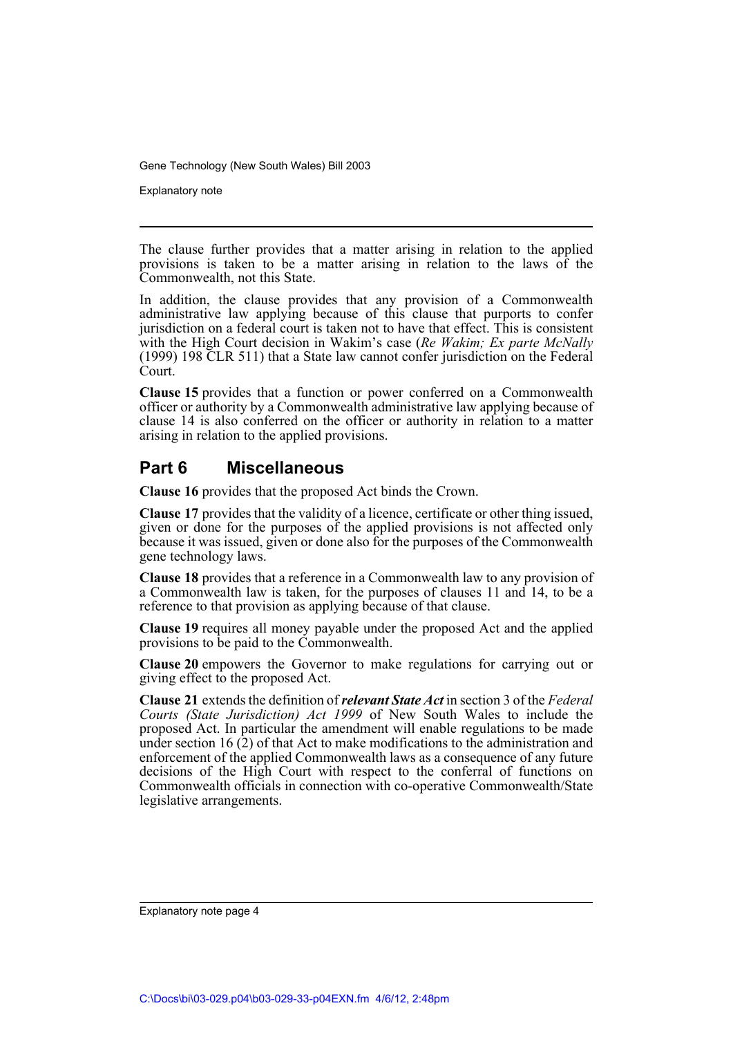The clause further provides that a matter arising in relation to the applied provisions is taken to be a matter arising in relation to the laws of the Commonwealth, not this State.

In addition, the clause provides that any provision of a Commonwealth administrative law applying because of this clause that purports to confer jurisdiction on a federal court is taken not to have that effect. This is consistent with the High Court decision in Wakim's case (*Re Wakim; Ex parte McNally* (1999) 198 CLR 511) that a State law cannot confer jurisdiction on the Federal Court.

**Clause 15** provides that a function or power conferred on a Commonwealth officer or authority by a Commonwealth administrative law applying because of clause 14 is also conferred on the officer or authority in relation to a matter arising in relation to the applied provisions.

## Part 6 Miscellaneous

**Clause 16** provides that the proposed Act binds the Crown.

**Clause 17** provides that the validity of a licence, certificate or other thing issued, given or done for the purposes of the applied provisions is not affected only because it was issued, given or done also for the purposes of the Commonwealth gene technology laws.

**Clause 18** provides that a reference in a Commonwealth law to any provision of a Commonwealth law is taken, for the purposes of clauses 11 and 14, to be a reference to that provision as applying because of that clause.

**Clause 19** requires all money payable under the proposed Act and the applied provisions to be paid to the Commonwealth.

**Clause 20** empowers the Governor to make regulations for carrying out or giving effect to the proposed Act.

**Clause 21** extends the definition of ***relevant State Act*** in section 3 of the *Federal Courts (State Jurisdiction) Act 1999* of New South Wales to include the proposed Act. In particular the amendment will enable regulations to be made under section 16 (2) of that Act to make modifications to the administration and enforcement of the applied Commonwealth laws as a consequence of any future decisions of the High Court with respect to the conferral of functions on Commonwealth officials in connection with co-operative Commonwealth/State legislative arrangements.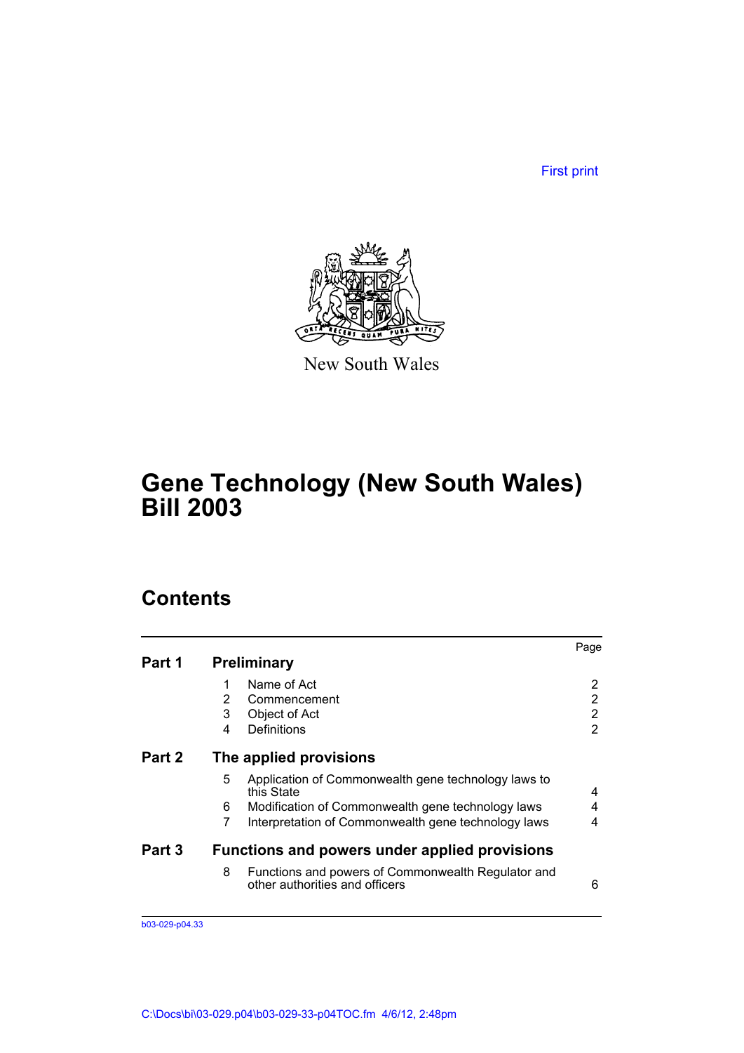First print

New South Wales

# Gene Technology (New South Wales) Bill 2003

## Contents

| | | | Page |
|---|---|---|---|
| **Part 1** | **Preliminary** | | |
| | 1 | Name of Act | 2 |
| | 2 | Commencement | 2 |
| | 3 | Object of Act | 2 |
| | 4 | Definitions | 2 |
| **Part 2** | **The applied provisions** | | |
| | 5 | Application of Commonwealth gene technology laws to this State | 4 |
| | 6 | Modification of Commonwealth gene technology laws | 4 |
| | 7 | Interpretation of Commonwealth gene technology laws | 4 |
| **Part 3** | **Functions and powers under applied provisions** | | |
| | 8 | Functions and powers of Commonwealth Regulator and other authorities and officers | 6 |

b03-029-p04.33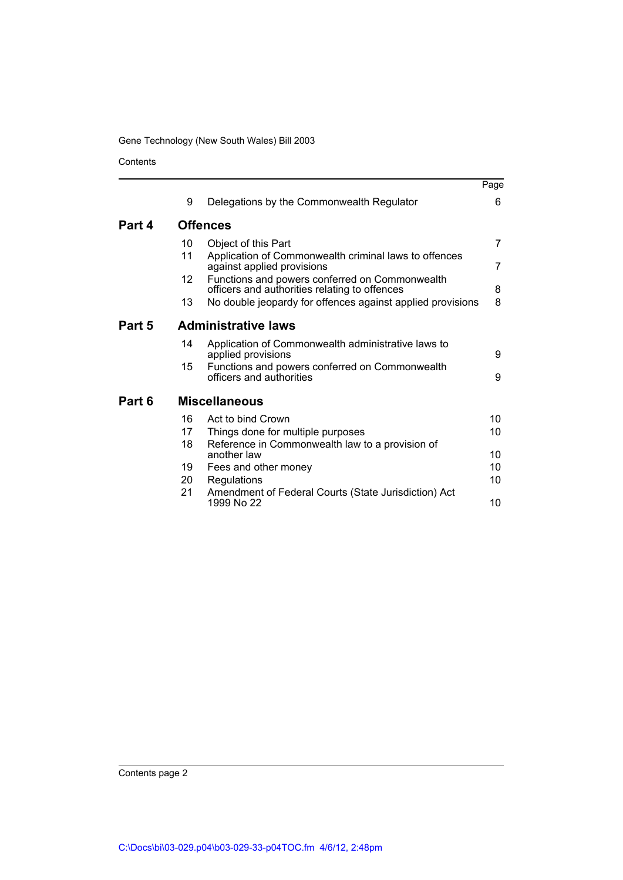| | | | Page |
|---|---|---|---|
| | 9 | Delegations by the Commonwealth Regulator | 6 |
| **Part 4** | **Offences** | | |
| | 10 | Object of this Part | 7 |
| | 11 | Application of Commonwealth criminal laws to offences against applied provisions | 7 |
| | 12 | Functions and powers conferred on Commonwealth officers and authorities relating to offences | 8 |
| | 13 | No double jeopardy for offences against applied provisions | 8 |
| **Part 5** | **Administrative laws** | | |
| | 14 | Application of Commonwealth administrative laws to applied provisions | 9 |
| | 15 | Functions and powers conferred on Commonwealth officers and authorities | 9 |
| **Part 6** | **Miscellaneous** | | |
| | 16 | Act to bind Crown | 10 |
| | 17 | Things done for multiple purposes | 10 |
| | 18 | Reference in Commonwealth law to a provision of another law | 10 |
| | 19 | Fees and other money | 10 |
| | 20 | Regulations | 10 |
| | 21 | Amendment of Federal Courts (State Jurisdiction) Act 1999 No 22 | 10 |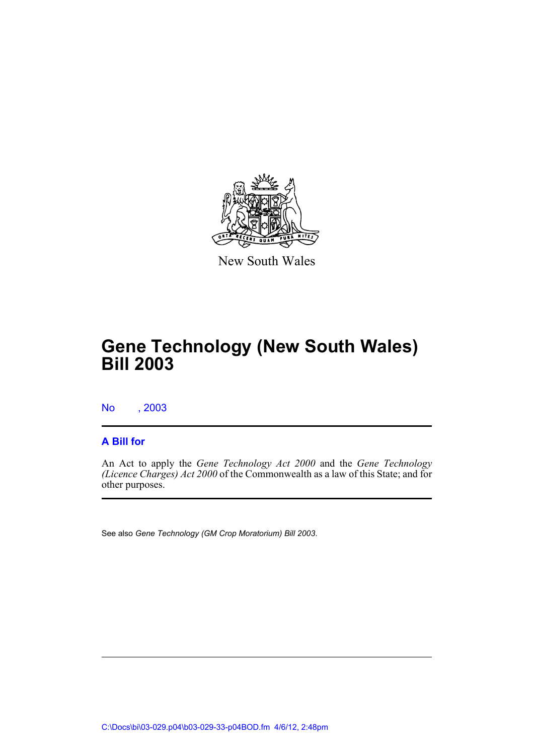New South Wales

# Gene Technology (New South Wales) Bill 2003

No , 2003

## A Bill for

An Act to apply the *Gene Technology Act 2000* and the *Gene Technology (Licence Charges) Act 2000* of the Commonwealth as a law of this State; and for other purposes.

See also *Gene Technology (GM Crop Moratorium) Bill 2003*.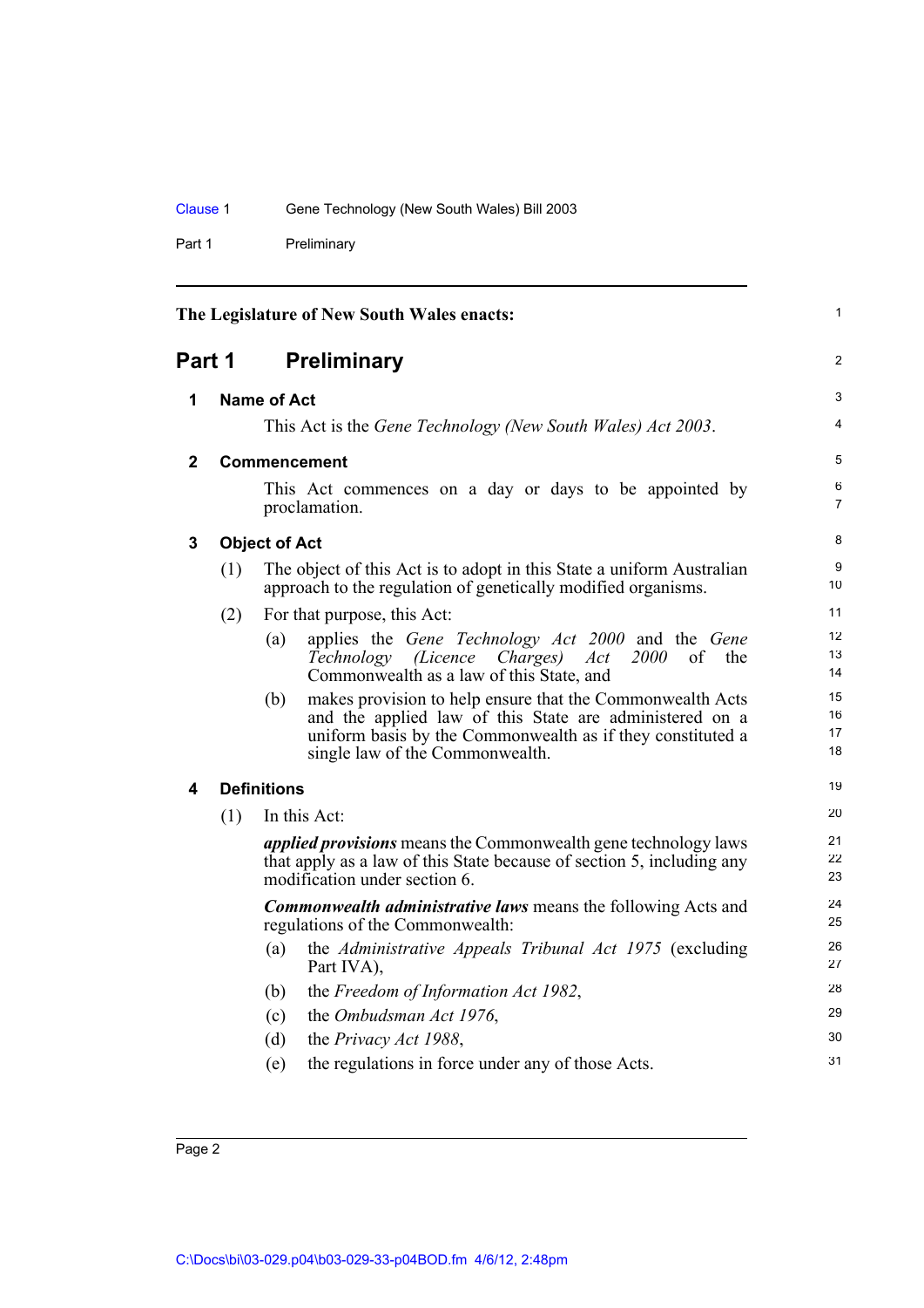The Legislature of New South Wales enacts:

# Part 1 Preliminary

## 1 Name of Act

This Act is the *Gene Technology (New South Wales) Act 2003*.

## 2 Commencement

This Act commences on a day or days to be appointed by proclamation.

## 3 Object of Act

(1) The object of this Act is to adopt in this State a uniform Australian approach to the regulation of genetically modified organisms.

(2) For that purpose, this Act:

- (a) applies the *Gene Technology Act 2000* and the *Gene Technology (Licence Charges) Act 2000* of the Commonwealth as a law of this State, and
- (b) makes provision to help ensure that the Commonwealth Acts and the applied law of this State are administered on a uniform basis by the Commonwealth as if they constituted a single law of the Commonwealth.

## 4 Definitions

(1) In this Act:

***applied provisions*** means the Commonwealth gene technology laws that apply as a law of this State because of section 5, including any modification under section 6.

***Commonwealth administrative laws*** means the following Acts and regulations of the Commonwealth:

- (a) the *Administrative Appeals Tribunal Act 1975* (excluding Part IVA),
- (b) the *Freedom of Information Act 1982*,
- (c) the *Ombudsman Act 1976*,
- (d) the *Privacy Act 1988*,
- (e) the regulations in force under any of those Acts.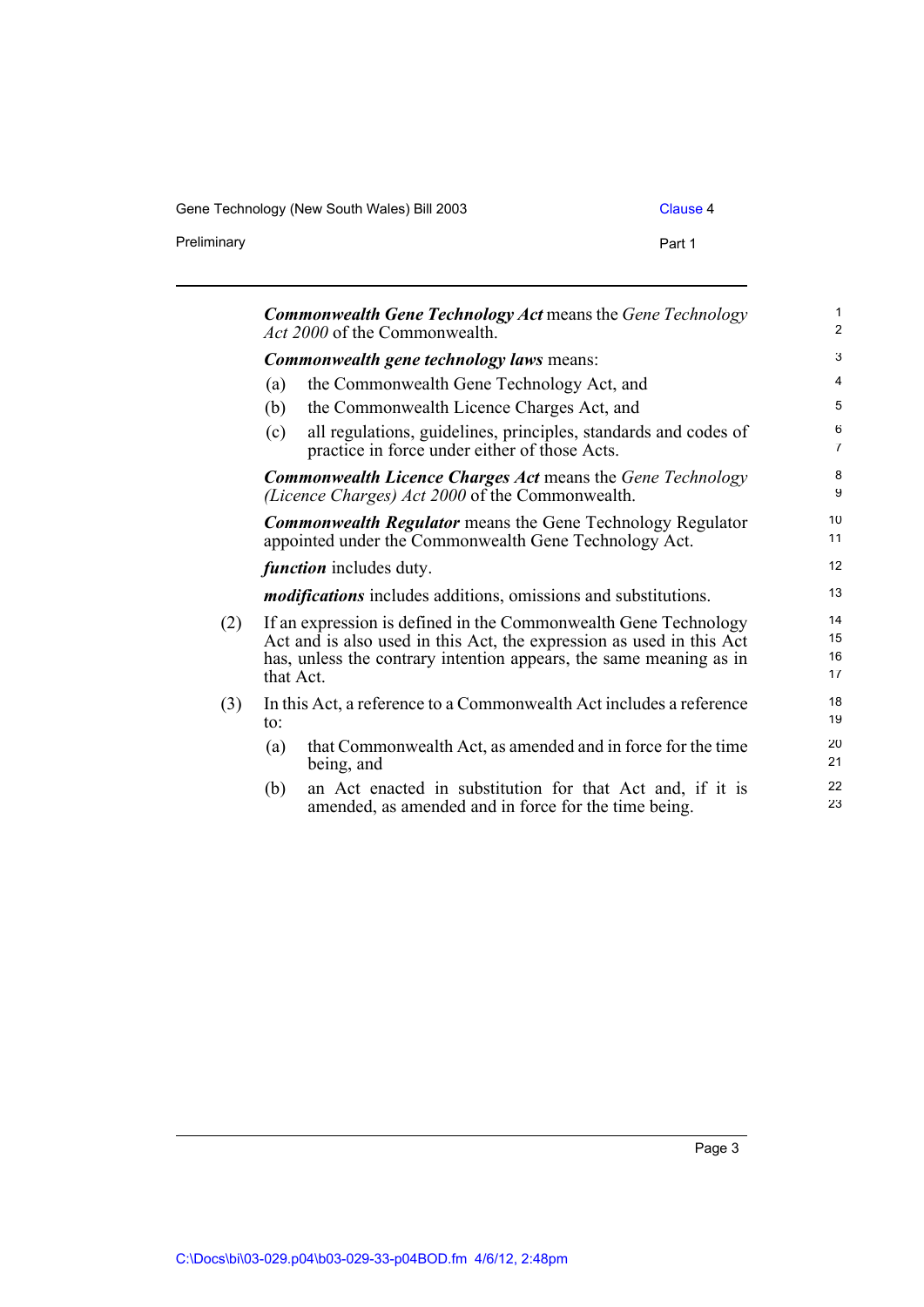***Commonwealth Gene Technology Act*** means the *Gene Technology Act 2000* of the Commonwealth.

***Commonwealth gene technology laws*** means:

- (a) the Commonwealth Gene Technology Act, and
- (b) the Commonwealth Licence Charges Act, and
- (c) all regulations, guidelines, principles, standards and codes of practice in force under either of those Acts.

***Commonwealth Licence Charges Act*** means the *Gene Technology (Licence Charges) Act 2000* of the Commonwealth.

***Commonwealth Regulator*** means the Gene Technology Regulator appointed under the Commonwealth Gene Technology Act.

***function*** includes duty.

***modifications*** includes additions, omissions and substitutions.

(2) If an expression is defined in the Commonwealth Gene Technology Act and is also used in this Act, the expression as used in this Act has, unless the contrary intention appears, the same meaning as in that Act.

(3) In this Act, a reference to a Commonwealth Act includes a reference to:

- (a) that Commonwealth Act, as amended and in force for the time being, and
- (b) an Act enacted in substitution for that Act and, if it is amended, as amended and in force for the time being.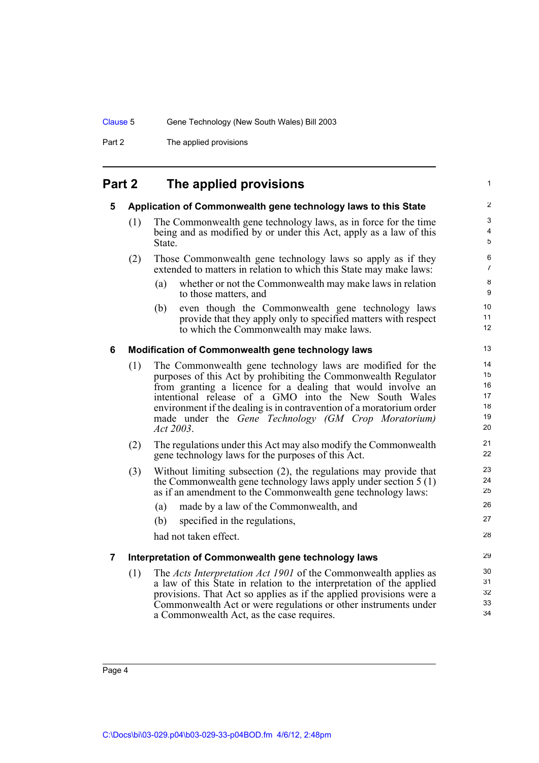## Part 2 The applied provisions

### 5 Application of Commonwealth gene technology laws to this State

(1) The Commonwealth gene technology laws, as in force for the time being and as modified by or under this Act, apply as a law of this State.

(2) Those Commonwealth gene technology laws so apply as if they extended to matters in relation to which this State may make laws:

- (a) whether or not the Commonwealth may make laws in relation to those matters, and
- (b) even though the Commonwealth gene technology laws provide that they apply only to specified matters with respect to which the Commonwealth may make laws.

### 6 Modification of Commonwealth gene technology laws

(1) The Commonwealth gene technology laws are modified for the purposes of this Act by prohibiting the Commonwealth Regulator from granting a licence for a dealing that would involve an intentional release of a GMO into the New South Wales environment if the dealing is in contravention of a moratorium order made under the *Gene Technology (GM Crop Moratorium) Act 2003*.

(2) The regulations under this Act may also modify the Commonwealth gene technology laws for the purposes of this Act.

(3) Without limiting subsection (2), the regulations may provide that the Commonwealth gene technology laws apply under section 5 (1) as if an amendment to the Commonwealth gene technology laws:

- (a) made by a law of the Commonwealth, and
- (b) specified in the regulations,

had not taken effect.

### 7 Interpretation of Commonwealth gene technology laws

(1) The *Acts Interpretation Act 1901* of the Commonwealth applies as a law of this State in relation to the interpretation of the applied provisions. That Act so applies as if the applied provisions were a Commonwealth Act or were regulations or other instruments under a Commonwealth Act, as the case requires.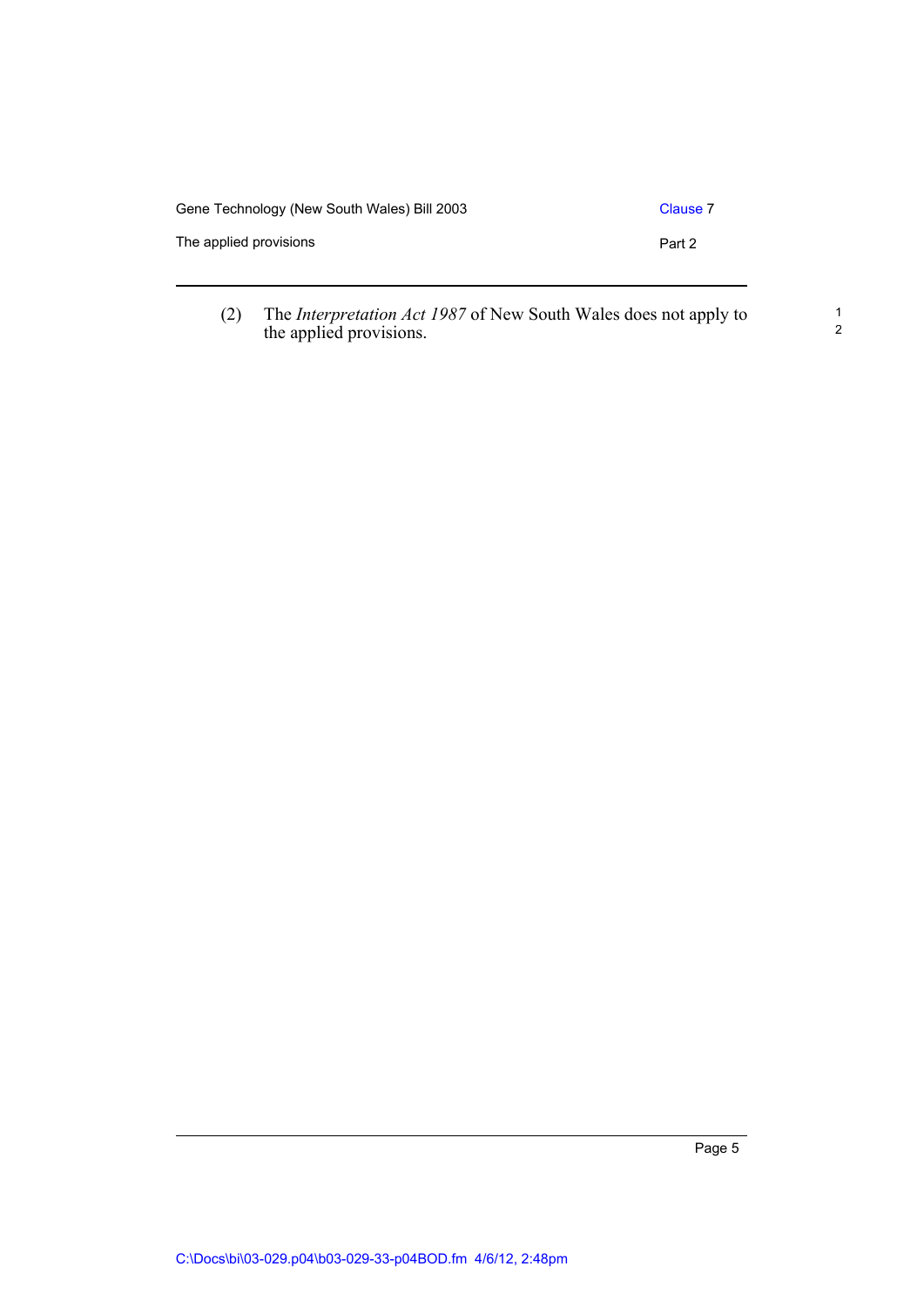(2) The *Interpretation Act 1987* of New South Wales does not apply to the applied provisions.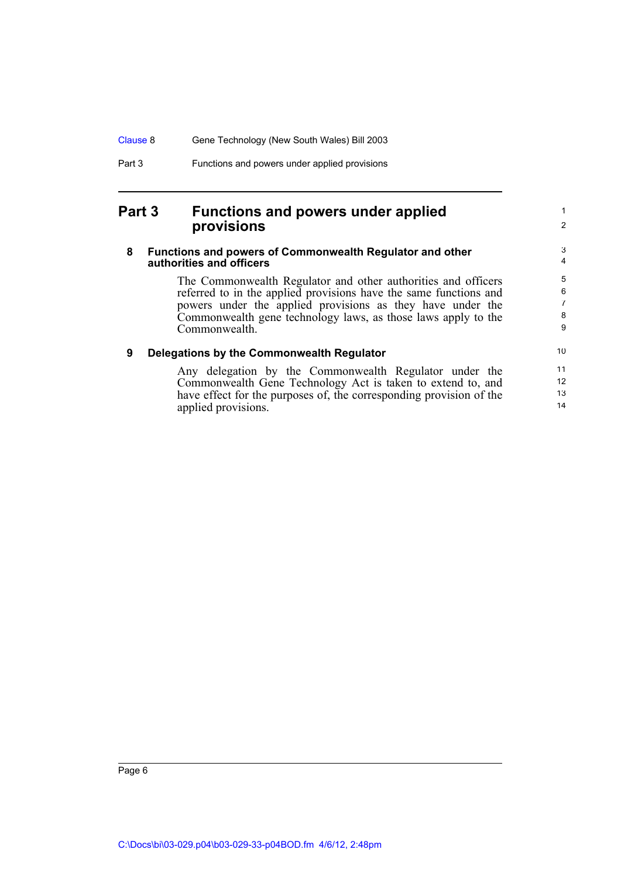# Part 3 Functions and powers under applied provisions

## 8 Functions and powers of Commonwealth Regulator and other authorities and officers

The Commonwealth Regulator and other authorities and officers referred to in the applied provisions have the same functions and powers under the applied provisions as they have under the Commonwealth gene technology laws, as those laws apply to the Commonwealth.

## 9 Delegations by the Commonwealth Regulator

Any delegation by the Commonwealth Regulator under the Commonwealth Gene Technology Act is taken to extend to, and have effect for the purposes of, the corresponding provision of the applied provisions.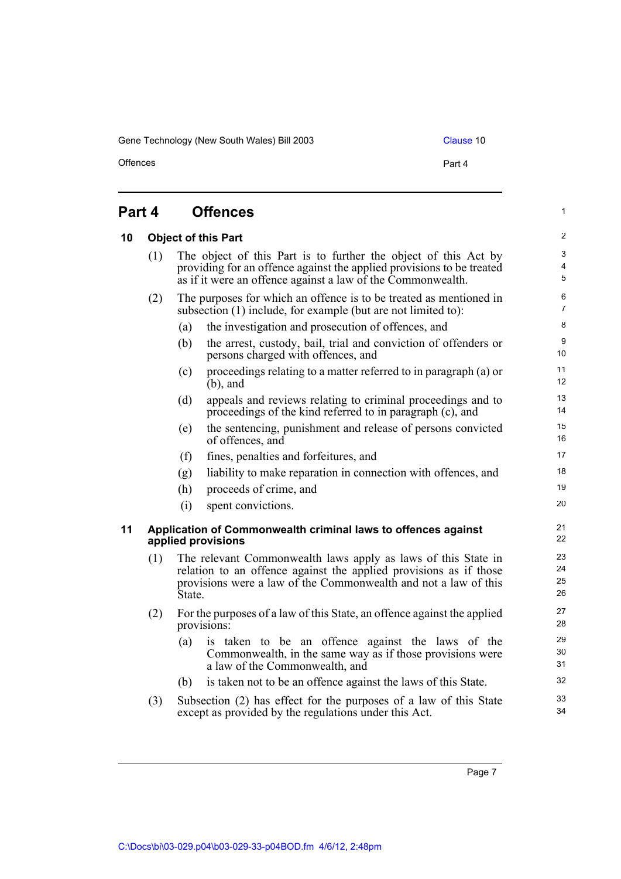# Part 4 Offences

## 10 Object of this Part

(1) The object of this Part is to further the object of this Act by providing for an offence against the applied provisions to be treated as if it were an offence against a law of the Commonwealth.

(2) The purposes for which an offence is to be treated as mentioned in subsection (1) include, for example (but are not limited to):

- (a) the investigation and prosecution of offences, and
- (b) the arrest, custody, bail, trial and conviction of offenders or persons charged with offences, and
- (c) proceedings relating to a matter referred to in paragraph (a) or (b), and
- (d) appeals and reviews relating to criminal proceedings and to proceedings of the kind referred to in paragraph (c), and
- (e) the sentencing, punishment and release of persons convicted of offences, and
- (f) fines, penalties and forfeitures, and
- (g) liability to make reparation in connection with offences, and
- (h) proceeds of crime, and
- (i) spent convictions.

## 11 Application of Commonwealth criminal laws to offences against applied provisions

(1) The relevant Commonwealth laws apply as laws of this State in relation to an offence against the applied provisions as if those provisions were a law of the Commonwealth and not a law of this State.

(2) For the purposes of a law of this State, an offence against the applied provisions:

- (a) is taken to be an offence against the laws of the Commonwealth, in the same way as if those provisions were a law of the Commonwealth, and
- (b) is taken not to be an offence against the laws of this State.

(3) Subsection (2) has effect for the purposes of a law of this State except as provided by the regulations under this Act.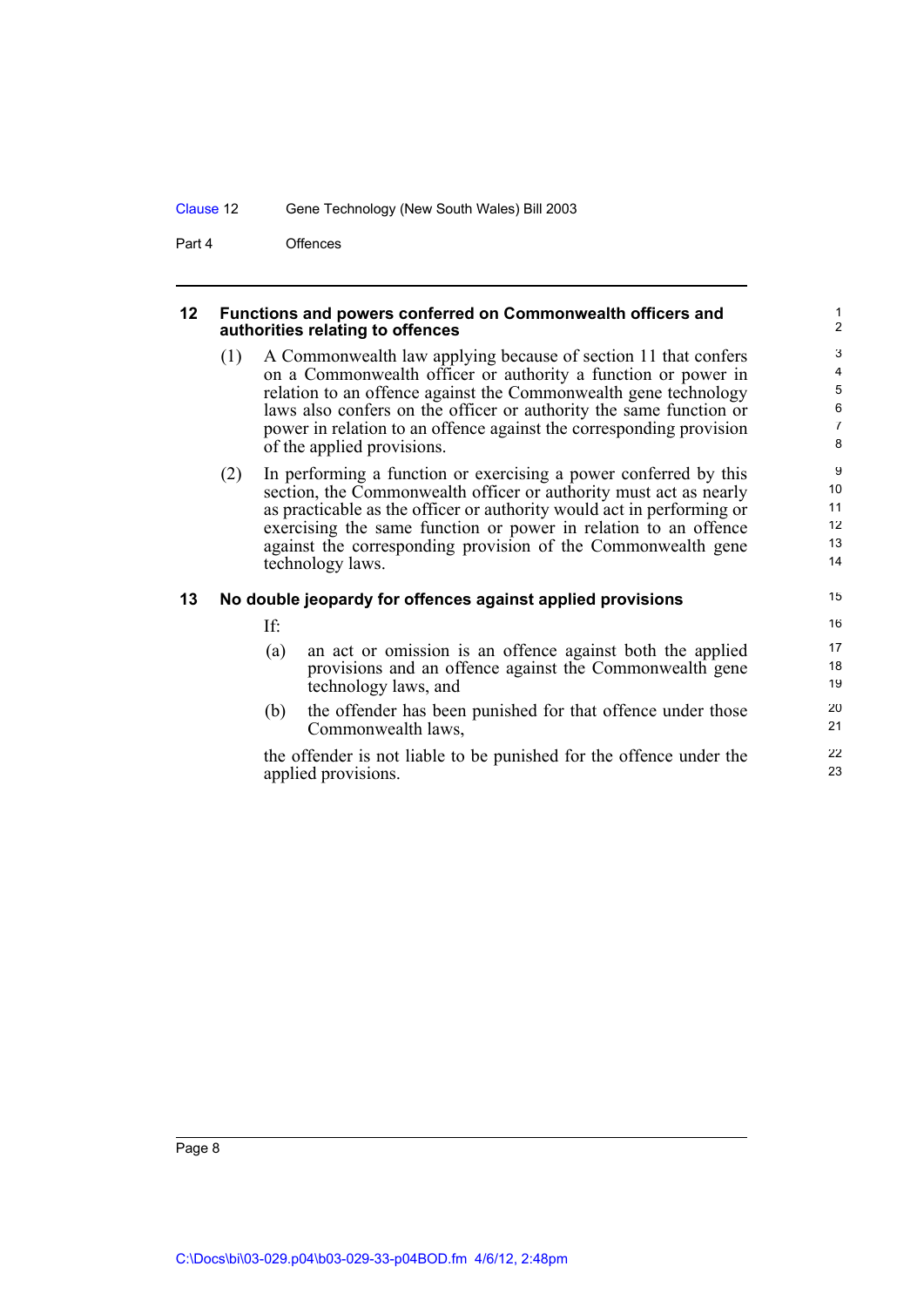## 12 Functions and powers conferred on Commonwealth officers and authorities relating to offences

(1) A Commonwealth law applying because of section 11 that confers on a Commonwealth officer or authority a function or power in relation to an offence against the Commonwealth gene technology laws also confers on the officer or authority the same function or power in relation to an offence against the corresponding provision of the applied provisions.

(2) In performing a function or exercising a power conferred by this section, the Commonwealth officer or authority must act as nearly as practicable as the officer or authority would act in performing or exercising the same function or power in relation to an offence against the corresponding provision of the Commonwealth gene technology laws.

## 13 No double jeopardy for offences against applied provisions

If:

(a) an act or omission is an offence against both the applied provisions and an offence against the Commonwealth gene technology laws, and

(b) the offender has been punished for that offence under those Commonwealth laws,

the offender is not liable to be punished for the offence under the applied provisions.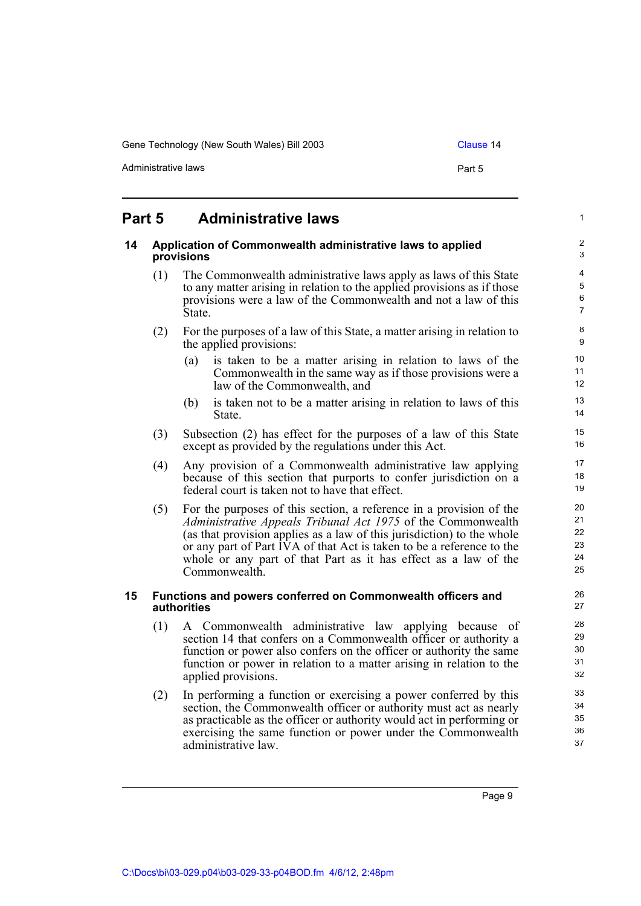## Part 5 Administrative laws

### 14 Application of Commonwealth administrative laws to applied provisions

(1) The Commonwealth administrative laws apply as laws of this State to any matter arising in relation to the applied provisions as if those provisions were a law of the Commonwealth and not a law of this State.

(2) For the purposes of a law of this State, a matter arising in relation to the applied provisions:

(a) is taken to be a matter arising in relation to laws of the Commonwealth in the same way as if those provisions were a law of the Commonwealth, and

(b) is taken not to be a matter arising in relation to laws of this State.

(3) Subsection (2) has effect for the purposes of a law of this State except as provided by the regulations under this Act.

(4) Any provision of a Commonwealth administrative law applying because of this section that purports to confer jurisdiction on a federal court is taken not to have that effect.

(5) For the purposes of this section, a reference in a provision of the *Administrative Appeals Tribunal Act 1975* of the Commonwealth (as that provision applies as a law of this jurisdiction) to the whole or any part of Part IVA of that Act is taken to be a reference to the whole or any part of that Part as it has effect as a law of the Commonwealth.

### 15 Functions and powers conferred on Commonwealth officers and authorities

(1) A Commonwealth administrative law applying because of section 14 that confers on a Commonwealth officer or authority a function or power also confers on the officer or authority the same function or power in relation to a matter arising in relation to the applied provisions.

(2) In performing a function or exercising a power conferred by this section, the Commonwealth officer or authority must act as nearly as practicable as the officer or authority would act in performing or exercising the same function or power under the Commonwealth administrative law.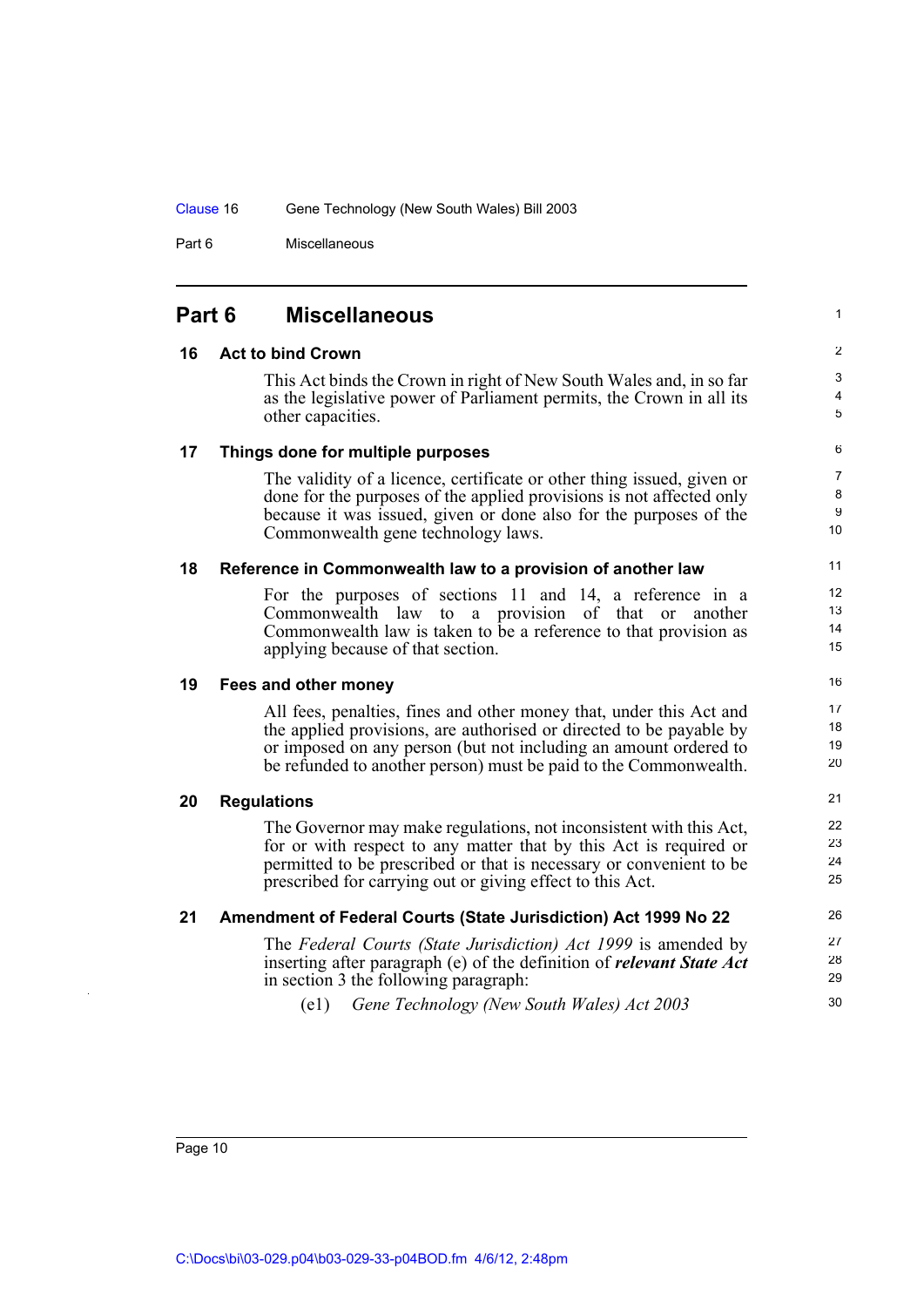## Part 6 Miscellaneous

### 16 Act to bind Crown

This Act binds the Crown in right of New South Wales and, in so far as the legislative power of Parliament permits, the Crown in all its other capacities.

### 17 Things done for multiple purposes

The validity of a licence, certificate or other thing issued, given or done for the purposes of the applied provisions is not affected only because it was issued, given or done also for the purposes of the Commonwealth gene technology laws.

### 18 Reference in Commonwealth law to a provision of another law

For the purposes of sections 11 and 14, a reference in a Commonwealth law to a provision of that or another Commonwealth law is taken to be a reference to that provision as applying because of that section.

### 19 Fees and other money

All fees, penalties, fines and other money that, under this Act and the applied provisions, are authorised or directed to be payable by or imposed on any person (but not including an amount ordered to be refunded to another person) must be paid to the Commonwealth.

### 20 Regulations

The Governor may make regulations, not inconsistent with this Act, for or with respect to any matter that by this Act is required or permitted to be prescribed or that is necessary or convenient to be prescribed for carrying out or giving effect to this Act.

### 21 Amendment of Federal Courts (State Jurisdiction) Act 1999 No 22

The *Federal Courts (State Jurisdiction) Act 1999* is amended by inserting after paragraph (e) of the definition of ***relevant State Act*** in section 3 the following paragraph:

(e1) *Gene Technology (New South Wales) Act 2003*